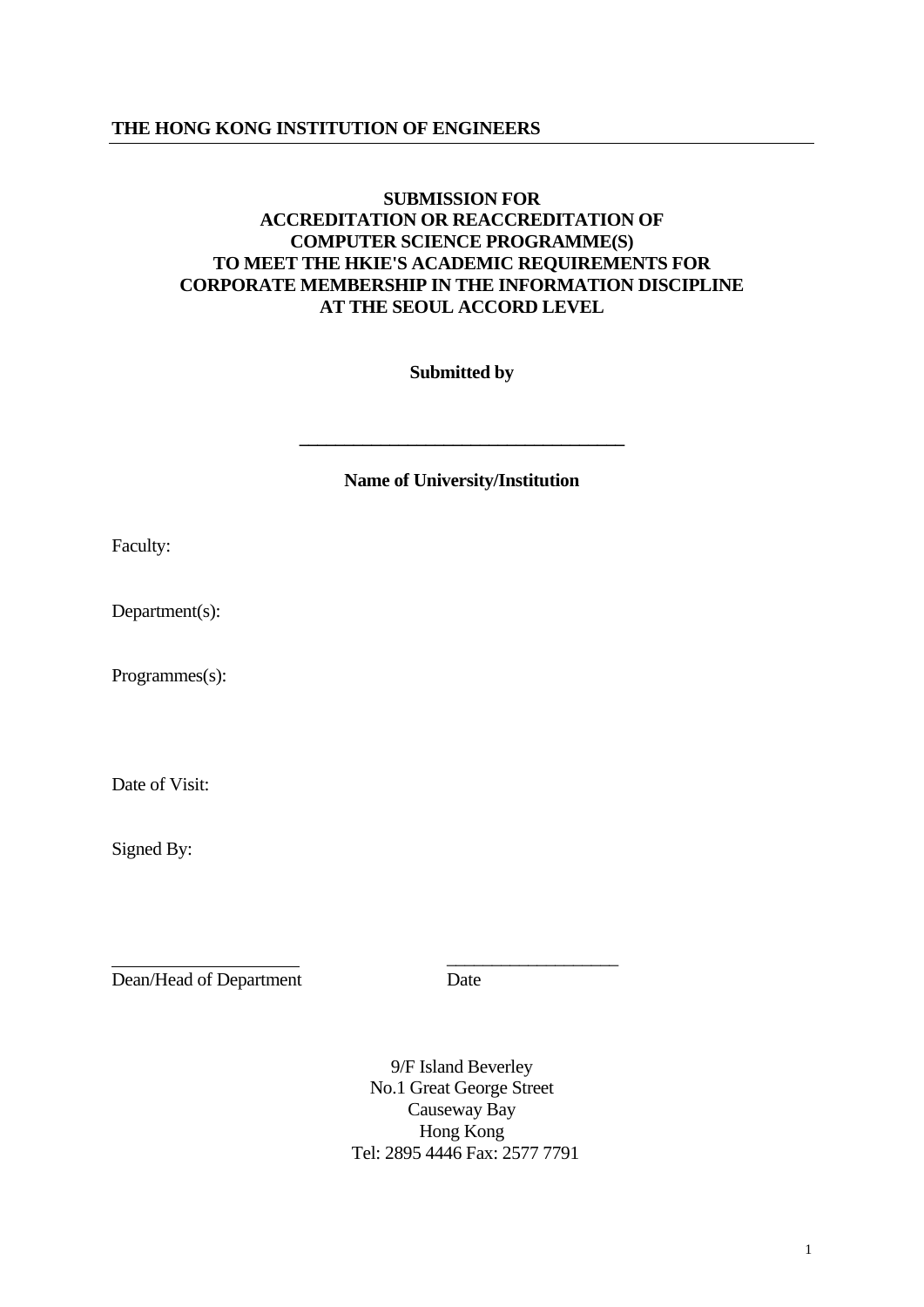**THE HONG KONG INSTITUTION OF ENGINEERS**

---

# SUBMISSION FOR ACCREDITATION OR REACCREDITATION OF COMPUTER SCIENCE PROGRAMME(S) TO MEET THE HKIE'S ACADEMIC REQUIREMENTS FOR CORPORATE MEMBERSHIP IN THE INFORMATION DISCIPLINE AT THE SEOUL ACCORD LEVEL

**Submitted by**

**\_\_\_\_\_\_\_\_\_\_\_\_\_\_\_\_\_\_\_\_\_\_\_\_\_\_\_\_\_\_\_\_\_\_\_\_**

**Name of University/Institution**

Faculty:

Department(s):

Programmes(s):

Date of Visit:

Signed By:

\_\_\_\_\_\_\_\_\_\_\_\_\_\_\_\_\_\_\_\_\_ \_\_\_\_\_\_\_\_\_\_\_\_\_\_\_\_\_\_\_\_

Dean/Head of Department Date

9/F Island Beverley
No.1 Great George Street
Causeway Bay
Hong Kong
Tel: 2895 4446 Fax: 2577 7791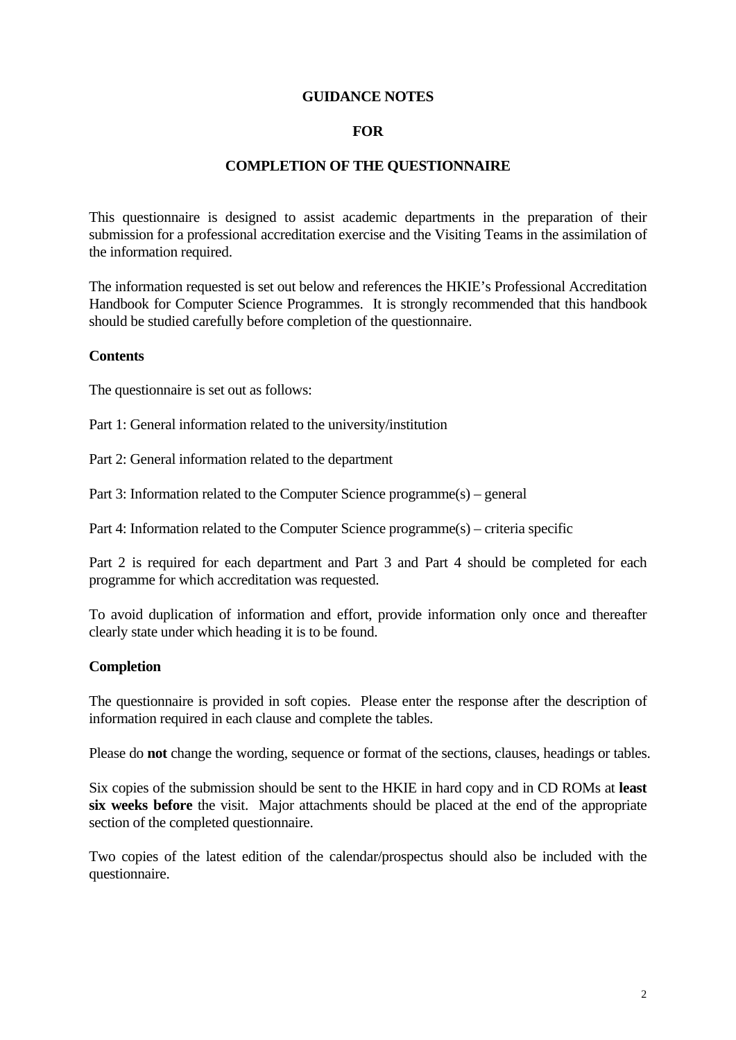# GUIDANCE NOTES

# FOR

# COMPLETION OF THE QUESTIONNAIRE

This questionnaire is designed to assist academic departments in the preparation of their submission for a professional accreditation exercise and the Visiting Teams in the assimilation of the information required.

The information requested is set out below and references the HKIE's Professional Accreditation Handbook for Computer Science Programmes. It is strongly recommended that this handbook should be studied carefully before completion of the questionnaire.

**Contents**

The questionnaire is set out as follows:

Part 1: General information related to the university/institution

Part 2: General information related to the department

Part 3: Information related to the Computer Science programme(s) – general

Part 4: Information related to the Computer Science programme(s) – criteria specific

Part 2 is required for each department and Part 3 and Part 4 should be completed for each programme for which accreditation was requested.

To avoid duplication of information and effort, provide information only once and thereafter clearly state under which heading it is to be found.

**Completion**

The questionnaire is provided in soft copies. Please enter the response after the description of information required in each clause and complete the tables.

Please do **not** change the wording, sequence or format of the sections, clauses, headings or tables.

Six copies of the submission should be sent to the HKIE in hard copy and in CD ROMs at **least six weeks before** the visit. Major attachments should be placed at the end of the appropriate section of the completed questionnaire.

Two copies of the latest edition of the calendar/prospectus should also be included with the questionnaire.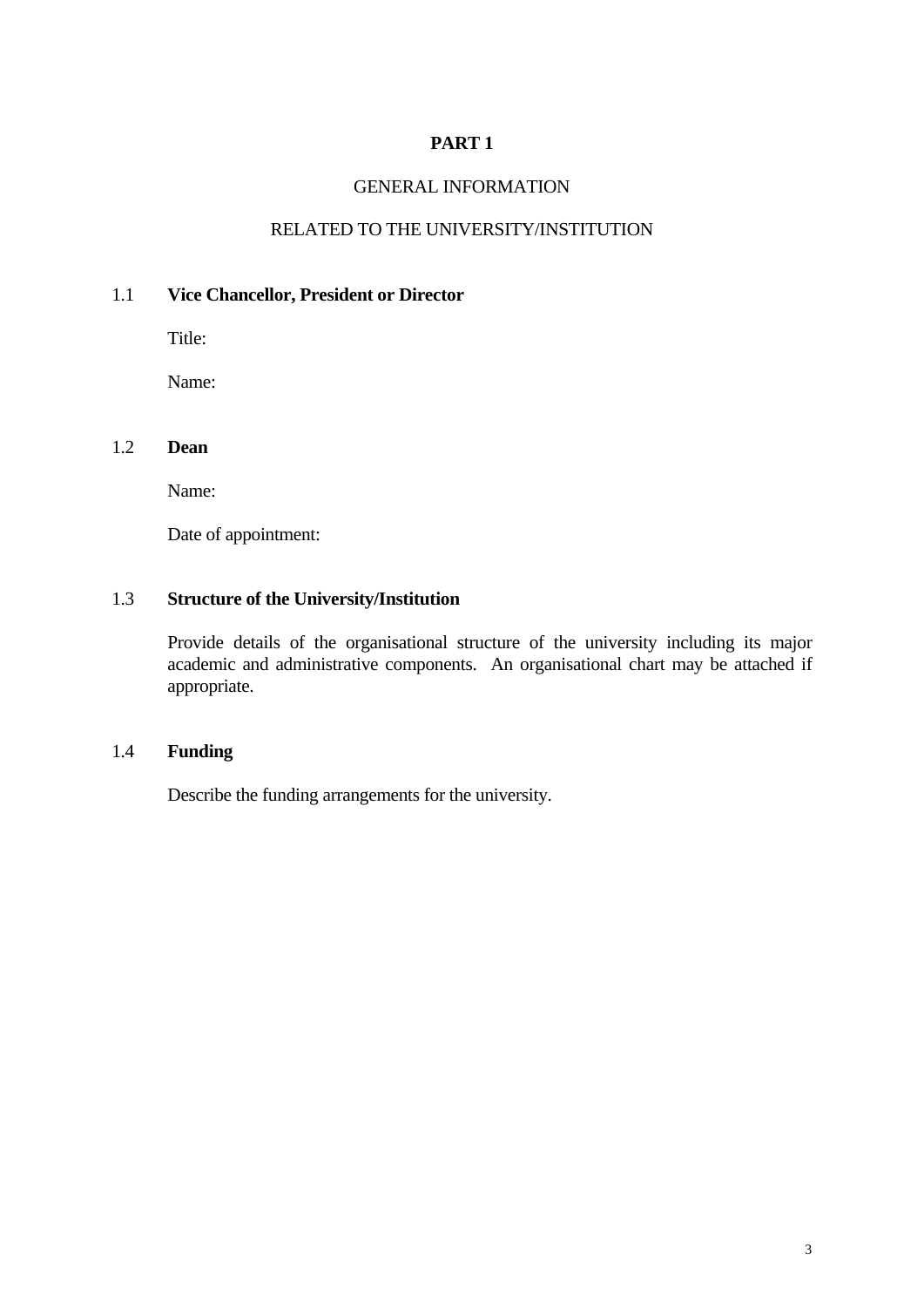# PART 1

## GENERAL INFORMATION

## RELATED TO THE UNIVERSITY/INSTITUTION

### 1.1 Vice Chancellor, President or Director

Title:

Name:

### 1.2 Dean

Name:

Date of appointment:

### 1.3 Structure of the University/Institution

Provide details of the organisational structure of the university including its major academic and administrative components. An organisational chart may be attached if appropriate.

### 1.4 Funding

Describe the funding arrangements for the university.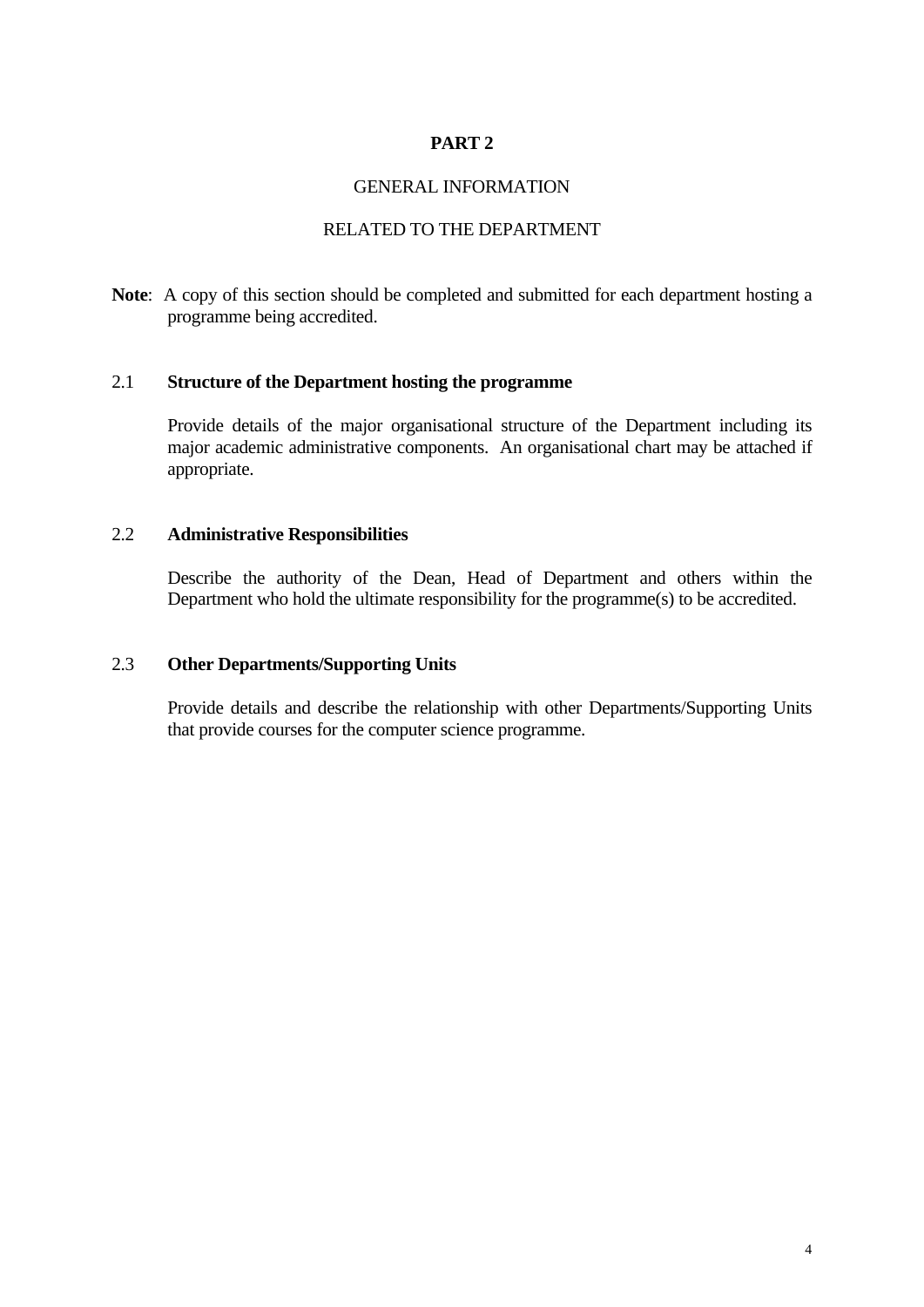# PART 2

## GENERAL INFORMATION

## RELATED TO THE DEPARTMENT

**Note**: A copy of this section should be completed and submitted for each department hosting a programme being accredited.

### 2.1 Structure of the Department hosting the programme

Provide details of the major organisational structure of the Department including its major academic administrative components. An organisational chart may be attached if appropriate.

### 2.2 Administrative Responsibilities

Describe the authority of the Dean, Head of Department and others within the Department who hold the ultimate responsibility for the programme(s) to be accredited.

### 2.3 Other Departments/Supporting Units

Provide details and describe the relationship with other Departments/Supporting Units that provide courses for the computer science programme.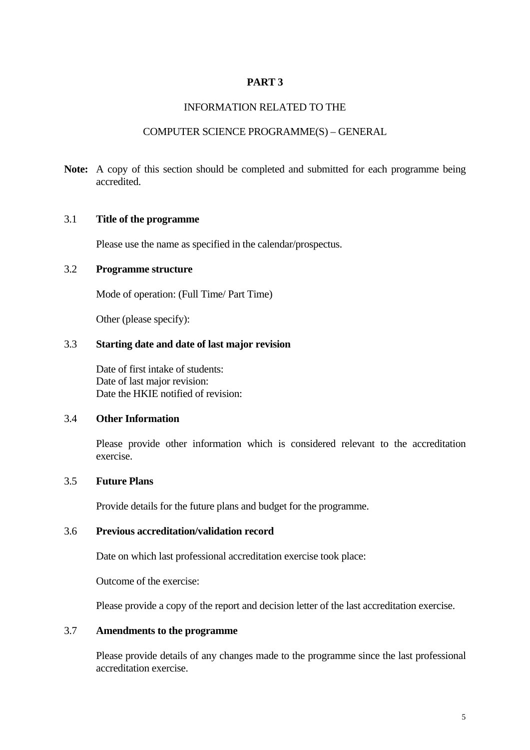# PART 3

## INFORMATION RELATED TO THE

## COMPUTER SCIENCE PROGRAMME(S) – GENERAL

**Note:** A copy of this section should be completed and submitted for each programme being accredited.

### 3.1 Title of the programme

Please use the name as specified in the calendar/prospectus.

### 3.2 Programme structure

Mode of operation: (Full Time/ Part Time)

Other (please specify):

### 3.3 Starting date and date of last major revision

Date of first intake of students:
Date of last major revision:
Date the HKIE notified of revision:

### 3.4 Other Information

Please provide other information which is considered relevant to the accreditation exercise.

### 3.5 Future Plans

Provide details for the future plans and budget for the programme.

### 3.6 Previous accreditation/validation record

Date on which last professional accreditation exercise took place:

Outcome of the exercise:

Please provide a copy of the report and decision letter of the last accreditation exercise.

### 3.7 Amendments to the programme

Please provide details of any changes made to the programme since the last professional accreditation exercise.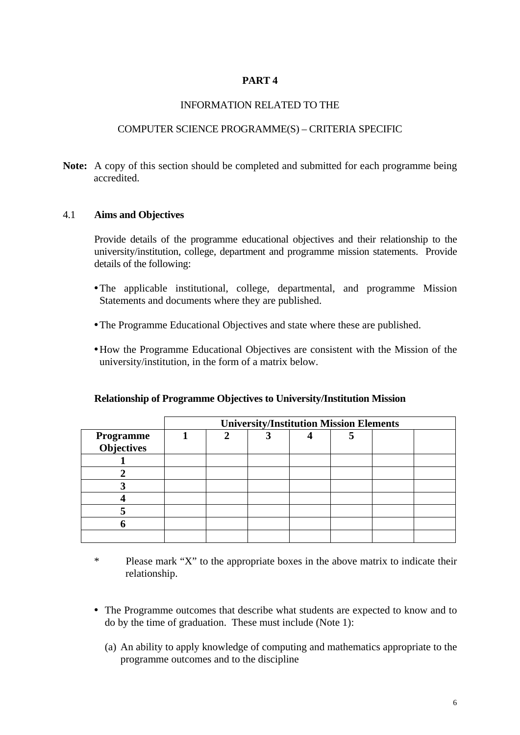# PART 4

## INFORMATION RELATED TO THE

## COMPUTER SCIENCE PROGRAMME(S) – CRITERIA SPECIFIC

**Note:** A copy of this section should be completed and submitted for each programme being accredited.

### 4.1 Aims and Objectives

Provide details of the programme educational objectives and their relationship to the university/institution, college, department and programme mission statements. Provide details of the following:

- The applicable institutional, college, departmental, and programme Mission Statements and documents where they are published.
- The Programme Educational Objectives and state where these are published.
- How the Programme Educational Objectives are consistent with the Mission of the university/institution, in the form of a matrix below.

**Relationship of Programme Objectives to University/Institution Mission**

| | **University/Institution Mission Elements** | | | | | | |
|---|---|---|---|---|---|---|---|
| **Programme Objectives** | **1** | **2** | **3** | **4** | **5** | | |
| **1** | | | | | | | |
| **2** | | | | | | | |
| **3** | | | | | | | |
| **4** | | | | | | | |
| **5** | | | | | | | |
| **6** | | | | | | | |
| | | | | | | | |

\* Please mark "X" to the appropriate boxes in the above matrix to indicate their relationship.

- The Programme outcomes that describe what students are expected to know and to do by the time of graduation. These must include (Note 1):

  (a) An ability to apply knowledge of computing and mathematics appropriate to the programme outcomes and to the discipline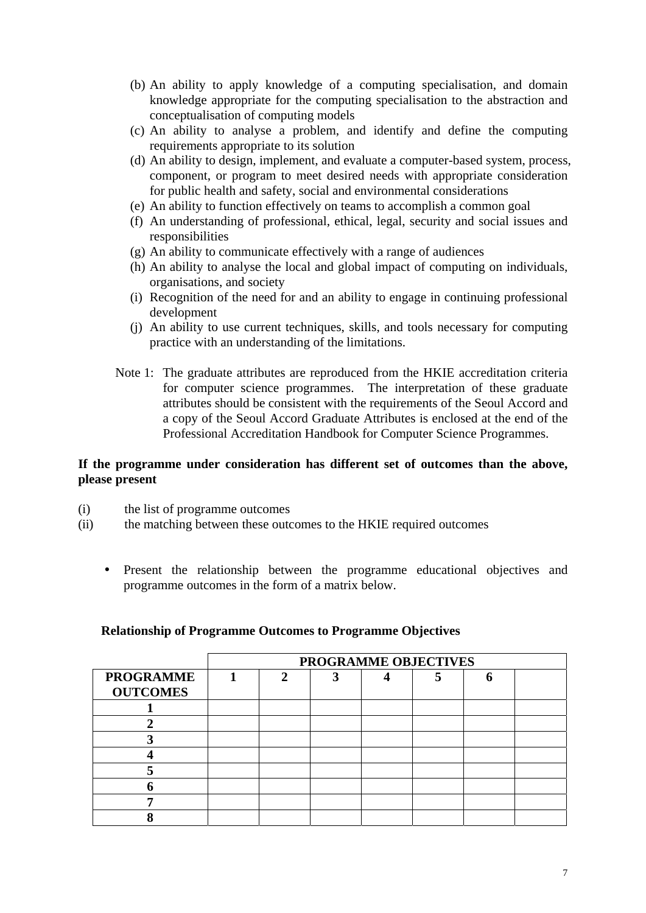(b) An ability to apply knowledge of a computing specialisation, and domain knowledge appropriate for the computing specialisation to the abstraction and conceptualisation of computing models
(c) An ability to analyse a problem, and identify and define the computing requirements appropriate to its solution
(d) An ability to design, implement, and evaluate a computer-based system, process, component, or program to meet desired needs with appropriate consideration for public health and safety, social and environmental considerations
(e) An ability to function effectively on teams to accomplish a common goal
(f) An understanding of professional, ethical, legal, security and social issues and responsibilities
(g) An ability to communicate effectively with a range of audiences
(h) An ability to analyse the local and global impact of computing on individuals, organisations, and society
(i) Recognition of the need for and an ability to engage in continuing professional development
(j) An ability to use current techniques, skills, and tools necessary for computing practice with an understanding of the limitations.

Note 1: The graduate attributes are reproduced from the HKIE accreditation criteria for computer science programmes. The interpretation of these graduate attributes should be consistent with the requirements of the Seoul Accord and a copy of the Seoul Accord Graduate Attributes is enclosed at the end of the Professional Accreditation Handbook for Computer Science Programmes.

**If the programme under consideration has different set of outcomes than the above, please present**

(i) the list of programme outcomes
(ii) the matching between these outcomes to the HKIE required outcomes

- Present the relationship between the programme educational objectives and programme outcomes in the form of a matrix below.

**Relationship of Programme Outcomes to Programme Objectives**

| | **PROGRAMME OBJECTIVES** | | | | | | |
|---|---|---|---|---|---|---|---|
| **PROGRAMME OUTCOMES** | **1** | **2** | **3** | **4** | **5** | **6** | |
| **1** | | | | | | | |
| **2** | | | | | | | |
| **3** | | | | | | | |
| **4** | | | | | | | |
| **5** | | | | | | | |
| **6** | | | | | | | |
| **7** | | | | | | | |
| **8** | | | | | | | |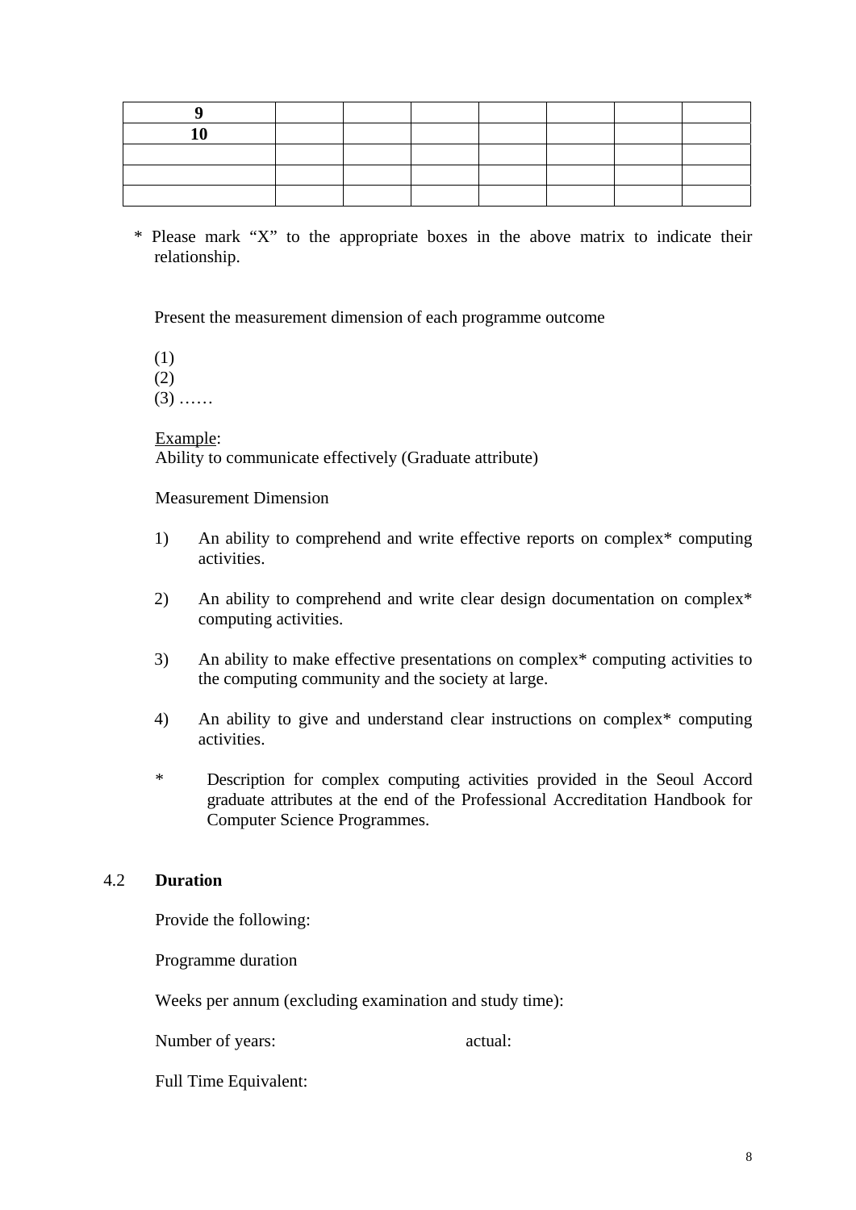| 9 | | | | | | | |
|---|---|---|---|---|---|---|---|
| 10 | | | | | | | |
| | | | | | | | |
| | | | | | | | |
| | | | | | | | |

\* Please mark "X" to the appropriate boxes in the above matrix to indicate their relationship.

Present the measurement dimension of each programme outcome

(1)
(2)
(3) ……

Example:
Ability to communicate effectively (Graduate attribute)

Measurement Dimension

1) An ability to comprehend and write effective reports on complex* computing activities.

2) An ability to comprehend and write clear design documentation on complex* computing activities.

3) An ability to make effective presentations on complex* computing activities to the computing community and the society at large.

4) An ability to give and understand clear instructions on complex* computing activities.

\* Description for complex computing activities provided in the Seoul Accord graduate attributes at the end of the Professional Accreditation Handbook for Computer Science Programmes.

### 4.2 Duration

Provide the following:

Programme duration

Weeks per annum (excluding examination and study time):

Number of years: actual:

Full Time Equivalent: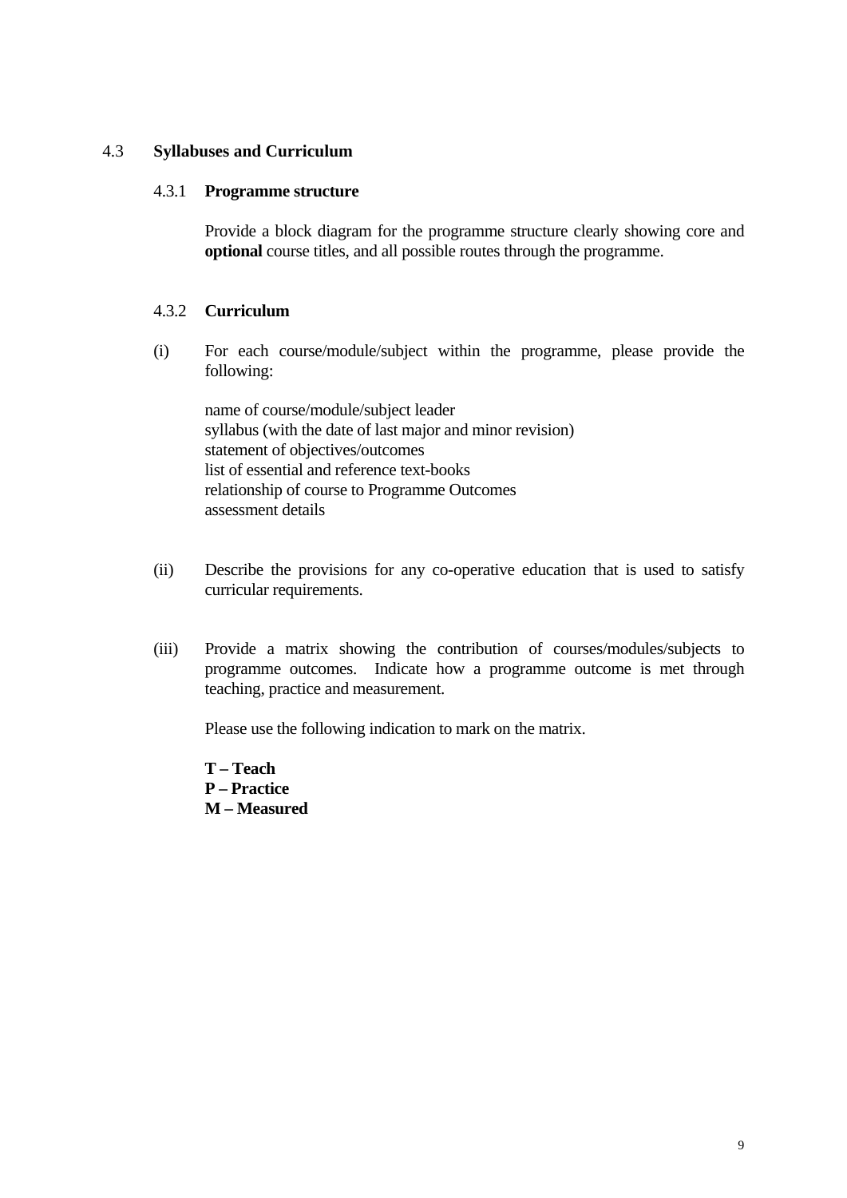## 4.3 Syllabuses and Curriculum

### 4.3.1 Programme structure

Provide a block diagram for the programme structure clearly showing core and **optional** course titles, and all possible routes through the programme.

### 4.3.2 Curriculum

(i) For each course/module/subject within the programme, please provide the following:

name of course/module/subject leader
syllabus (with the date of last major and minor revision)
statement of objectives/outcomes
list of essential and reference text-books
relationship of course to Programme Outcomes
assessment details

(ii) Describe the provisions for any co-operative education that is used to satisfy curricular requirements.

(iii) Provide a matrix showing the contribution of courses/modules/subjects to programme outcomes. Indicate how a programme outcome is met through teaching, practice and measurement.

Please use the following indication to mark on the matrix.

**T – Teach**
**P – Practice**
**M – Measured**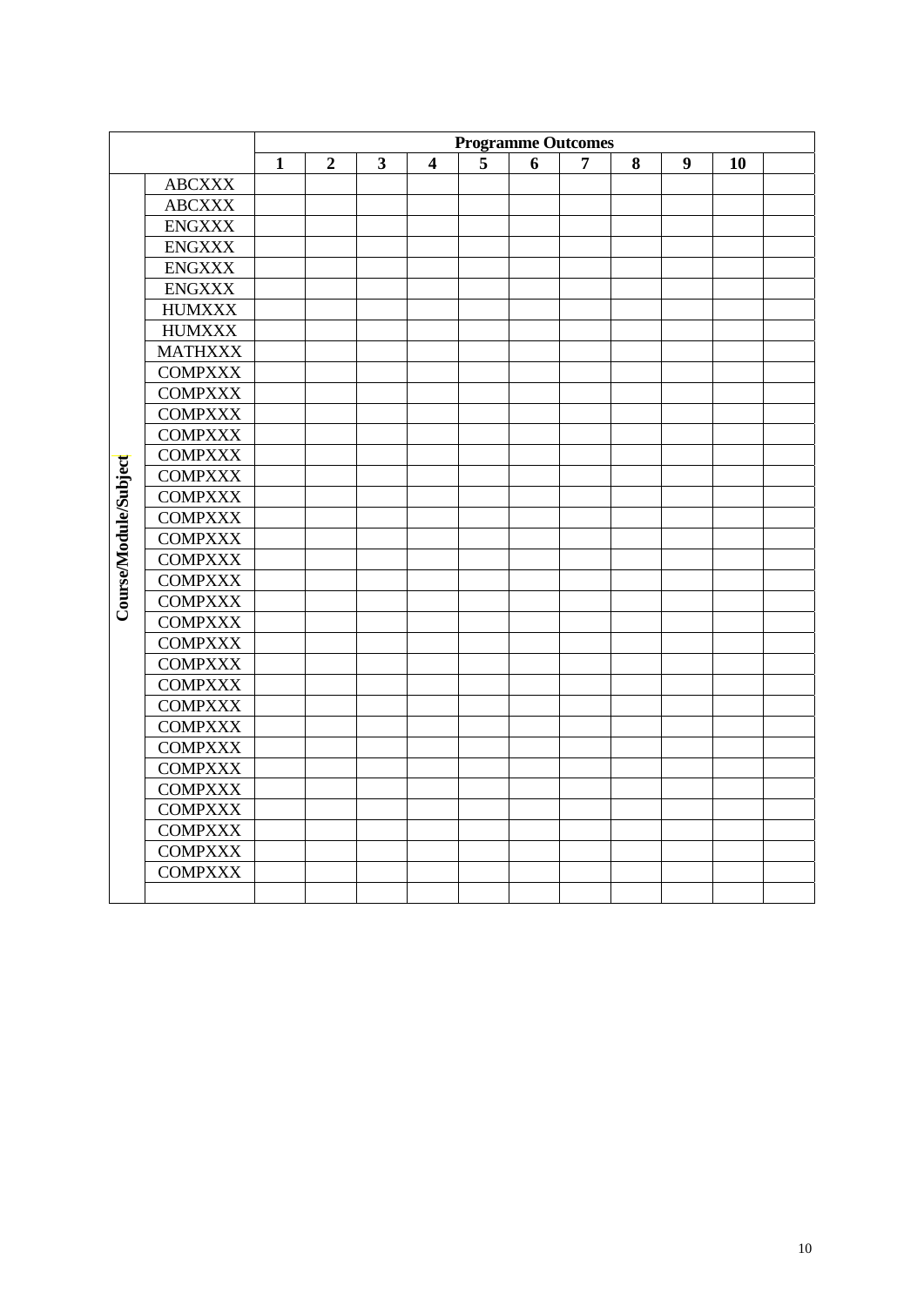| | | Programme Outcomes | | | | | | | | | | |
|---|---|---|---|---|---|---|---|---|---|---|---|---|
| | | **1** | **2** | **3** | **4** | **5** | **6** | **7** | **8** | **9** | **10** | |
| **Course/Module/Subject** | ABCXXX | | | | | | | | | | | |
| | ABCXXX | | | | | | | | | | | |
| | ENGXXX | | | | | | | | | | | |
| | ENGXXX | | | | | | | | | | | |
| | ENGXXX | | | | | | | | | | | |
| | ENGXXX | | | | | | | | | | | |
| | HUMXXX | | | | | | | | | | | |
| | HUMXXX | | | | | | | | | | | |
| | MATHXXX | | | | | | | | | | | |
| | COMPXXX | | | | | | | | | | | |
| | COMPXXX | | | | | | | | | | | |
| | COMPXXX | | | | | | | | | | | |
| | COMPXXX | | | | | | | | | | | |
| | COMPXXX | | | | | | | | | | | |
| | COMPXXX | | | | | | | | | | | |
| | COMPXXX | | | | | | | | | | | |
| | COMPXXX | | | | | | | | | | | |
| | COMPXXX | | | | | | | | | | | |
| | COMPXXX | | | | | | | | | | | |
| | COMPXXX | | | | | | | | | | | |
| | COMPXXX | | | | | | | | | | | |
| | COMPXXX | | | | | | | | | | | |
| | COMPXXX | | | | | | | | | | | |
| | COMPXXX | | | | | | | | | | | |
| | COMPXXX | | | | | | | | | | | |
| | COMPXXX | | | | | | | | | | | |
| | COMPXXX | | | | | | | | | | | |
| | COMPXXX | | | | | | | | | | | |
| | COMPXXX | | | | | | | | | | | |
| | COMPXXX | | | | | | | | | | | |
| | COMPXXX | | | | | | | | | | | |
| | COMPXXX | | | | | | | | | | | |
| | COMPXXX | | | | | | | | | | | |
| | COMPXXX | | | | | | | | | | | |
| | | | | | | | | | | | | |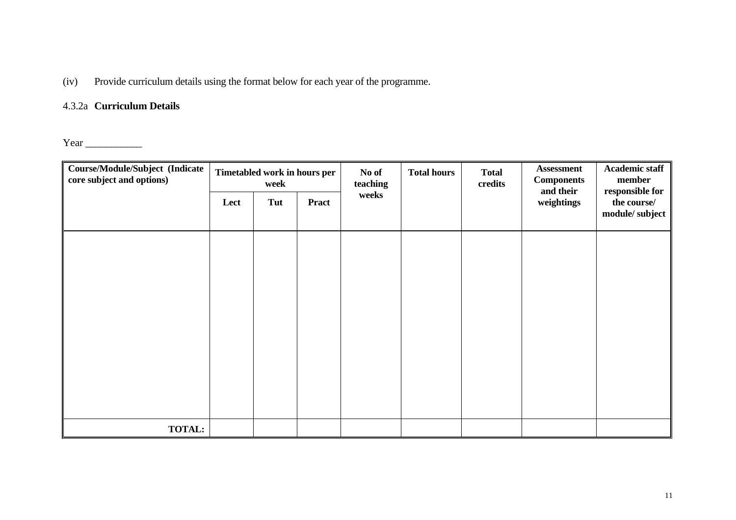(iv) Provide curriculum details using the format below for each year of the programme.

4.3.2a **Curriculum Details**

Year ___________

| Course/Module/Subject (Indicate core subject and options) | Timetabled work in hours per week | | | No of teaching weeks | Total hours | Total credits | Assessment Components and their weightings | Academic staff member responsible for the course/ module/ subject |
|---|---|---|---|---|---|---|---|---|
| | Lect | Tut | Pract | | | | | |
| | | | | | | | | |
| **TOTAL:** | | | | | | | | |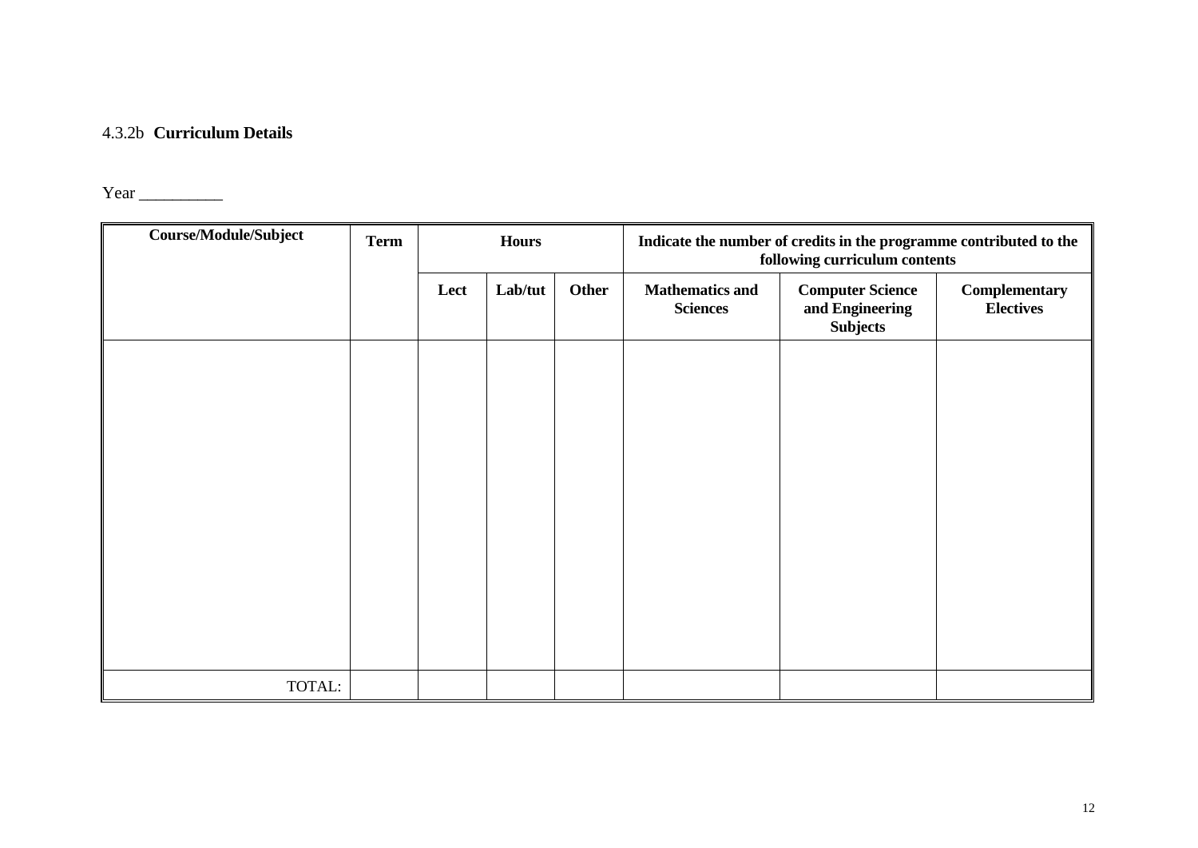4.3.2b **Curriculum Details**

Year __________

| Course/Module/Subject | Term | Hours | | | Indicate the number of credits in the programme contributed to the following curriculum contents | | |
|---|---|---|---|---|---|---|---|
| | | Lect | Lab/tut | Other | Mathematics and Sciences | Computer Science and Engineering Subjects | Complementary Electives |
| | | | | | | | |
| TOTAL: | | | | | | | |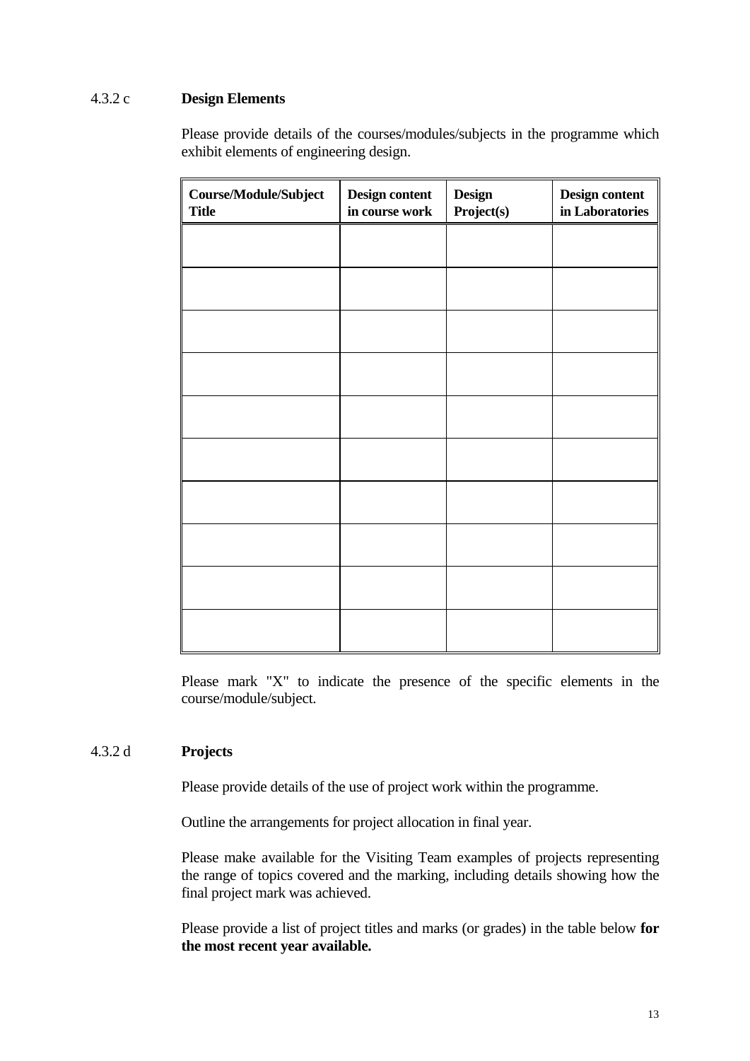#### 4.3.2 c **Design Elements**

Please provide details of the courses/modules/subjects in the programme which exhibit elements of engineering design.

| Course/Module/Subject Title | Design content in course work | Design Project(s) | Design content in Laboratories |
|---|---|---|---|
| | | | |
| | | | |
| | | | |
| | | | |
| | | | |
| | | | |
| | | | |
| | | | |
| | | | |
| | | | |

Please mark "X" to indicate the presence of the specific elements in the course/module/subject.

#### 4.3.2 d **Projects**

Please provide details of the use of project work within the programme.

Outline the arrangements for project allocation in final year.

Please make available for the Visiting Team examples of projects representing the range of topics covered and the marking, including details showing how the final project mark was achieved.

Please provide a list of project titles and marks (or grades) in the table below **for the most recent year available.**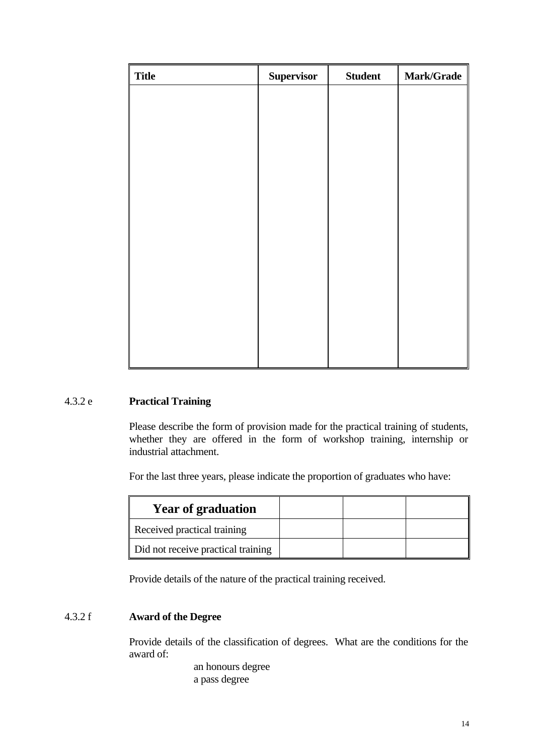| Title | Supervisor | Student | Mark/Grade |
|---|---|---|---|
| | | | |

4.3.2 e **Practical Training**

Please describe the form of provision made for the practical training of students, whether they are offered in the form of workshop training, internship or industrial attachment.

For the last three years, please indicate the proportion of graduates who have:

| **Year of graduation** | | | |
|---|---|---|---|
| Received practical training | | | |
| Did not receive practical training | | | |

Provide details of the nature of the practical training received.

4.3.2 f **Award of the Degree**

Provide details of the classification of degrees. What are the conditions for the award of:

an honours degree
a pass degree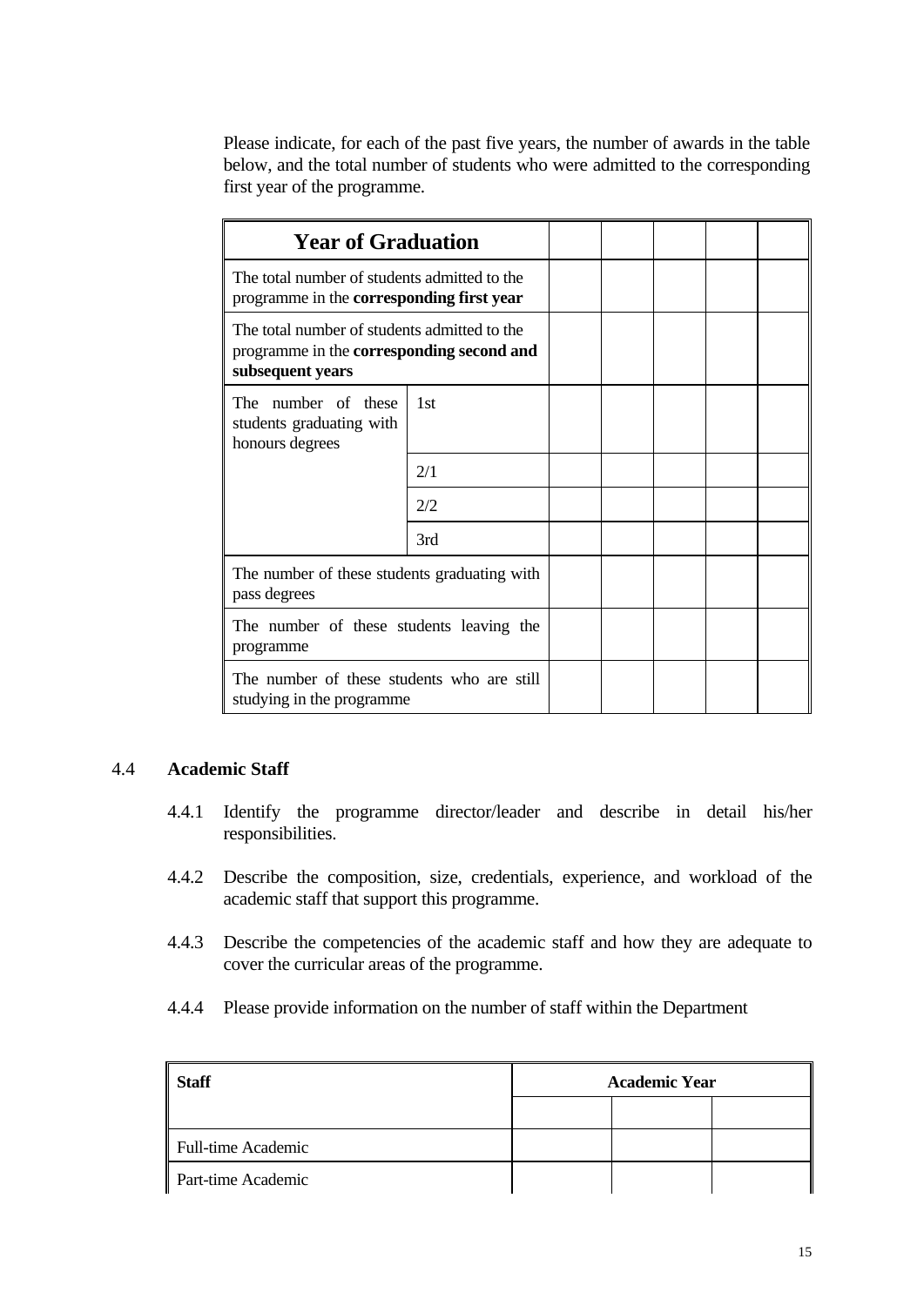Please indicate, for each of the past five years, the number of awards in the table below, and the total number of students who were admitted to the corresponding first year of the programme.

| **Year of Graduation** | | | | | | |
|---|---|---|---|---|---|---|
| The total number of students admitted to the programme in the **corresponding first year** | | | | | | |
| The total number of students admitted to the programme in the **corresponding second and subsequent years** | | | | | | |
| The number of these students graduating with honours degrees | 1st | | | | | |
| | 2/1 | | | | | |
| | 2/2 | | | | | |
| | 3rd | | | | | |
| The number of these students graduating with pass degrees | | | | | | |
| The number of these students leaving the programme | | | | | | |
| The number of these students who are still studying in the programme | | | | | | |

### 4.4 Academic Staff

4.4.1 Identify the programme director/leader and describe in detail his/her responsibilities.

4.4.2 Describe the composition, size, credentials, experience, and workload of the academic staff that support this programme.

4.4.3 Describe the competencies of the academic staff and how they are adequate to cover the curricular areas of the programme.

4.4.4 Please provide information on the number of staff within the Department

| **Staff** | **Academic Year** | | |
|---|---|---|---|
| | | | |
| Full-time Academic | | | |
| Part-time Academic | | | |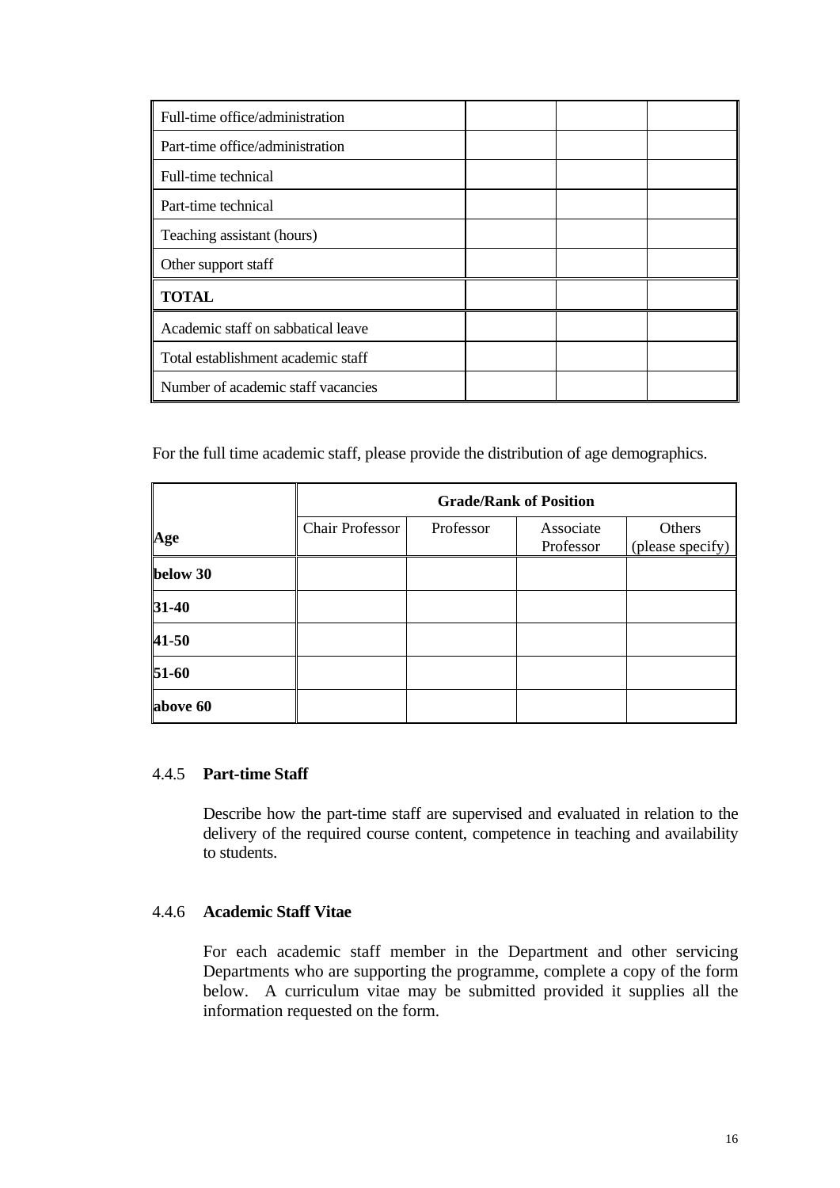| | | | |
|---|---|---|---|
| Full-time office/administration | | | |
| Part-time office/administration | | | |
| Full-time technical | | | |
| Part-time technical | | | |
| Teaching assistant (hours) | | | |
| Other support staff | | | |
| **TOTAL** | | | |
| Academic staff on sabbatical leave | | | |
| Total establishment academic staff | | | |
| Number of academic staff vacancies | | | |

For the full time academic staff, please provide the distribution of age demographics.

| **Age** | **Grade/Rank of Position** | | | |
|---|---|---|---|---|
| | Chair Professor | Professor | Associate Professor | Others (please specify) |
| **below 30** | | | | |
| **31-40** | | | | |
| **41-50** | | | | |
| **51-60** | | | | |
| **above 60** | | | | |

### 4.4.5 **Part-time Staff**

Describe how the part-time staff are supervised and evaluated in relation to the delivery of the required course content, competence in teaching and availability to students.

### 4.4.6 **Academic Staff Vitae**

For each academic staff member in the Department and other servicing Departments who are supporting the programme, complete a copy of the form below. A curriculum vitae may be submitted provided it supplies all the information requested on the form.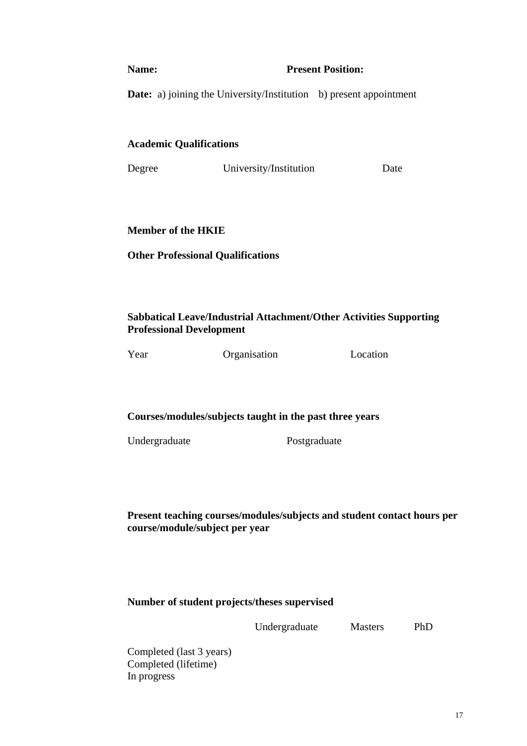**Name:** **Present Position:**

**Date:** a) joining the University/Institution b) present appointment

**Academic Qualifications**

| Degree | University/Institution | Date |
| --- | --- | --- |

**Member of the HKIE**

**Other Professional Qualifications**

**Sabbatical Leave/Industrial Attachment/Other Activities Supporting Professional Development**

| Year | Organisation | Location |
| --- | --- | --- |

**Courses/modules/subjects taught in the past three years**

| Undergraduate | Postgraduate |
| --- | --- |

**Present teaching courses/modules/subjects and student contact hours per course/module/subject per year**

**Number of student projects/theses supervised**

| | Undergraduate | Masters | PhD |
| --- | --- | --- | --- |
| Completed (last 3 years) | | | |
| Completed (lifetime) | | | |
| In progress | | | |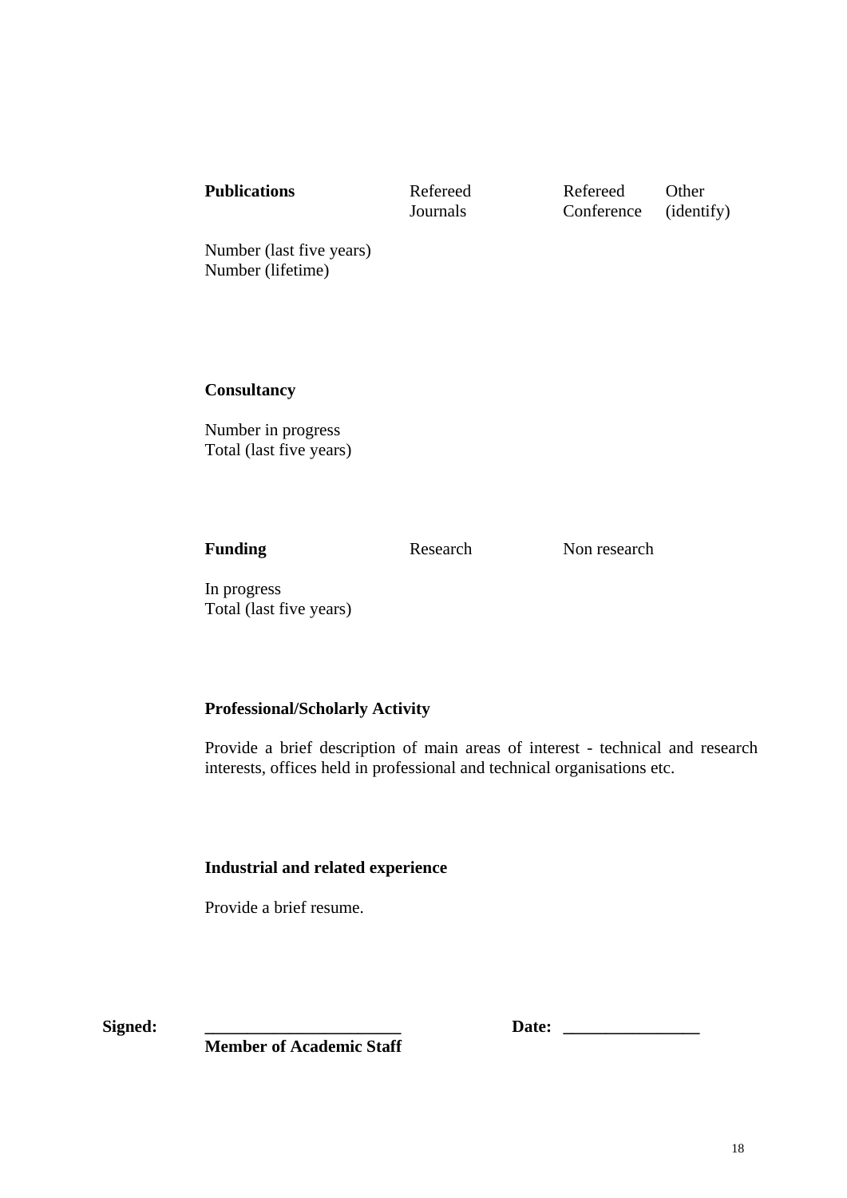| **Publications** | Refereed Journals | Refereed Conference | Other (identify) |
| --- | --- | --- | --- |
| Number (last five years) | | | |
| Number (lifetime) | | | |

**Consultancy**

Number in progress
Total (last five years)

| **Funding** | Research | Non research |
| --- | --- | --- |
| In progress | | |
| Total (last five years) | | |

**Professional/Scholarly Activity**

Provide a brief description of main areas of interest - technical and research interests, offices held in professional and technical organisations etc.

**Industrial and related experience**

Provide a brief resume.

**Signed:** ______________________ **Date:** _______________

**Member of Academic Staff**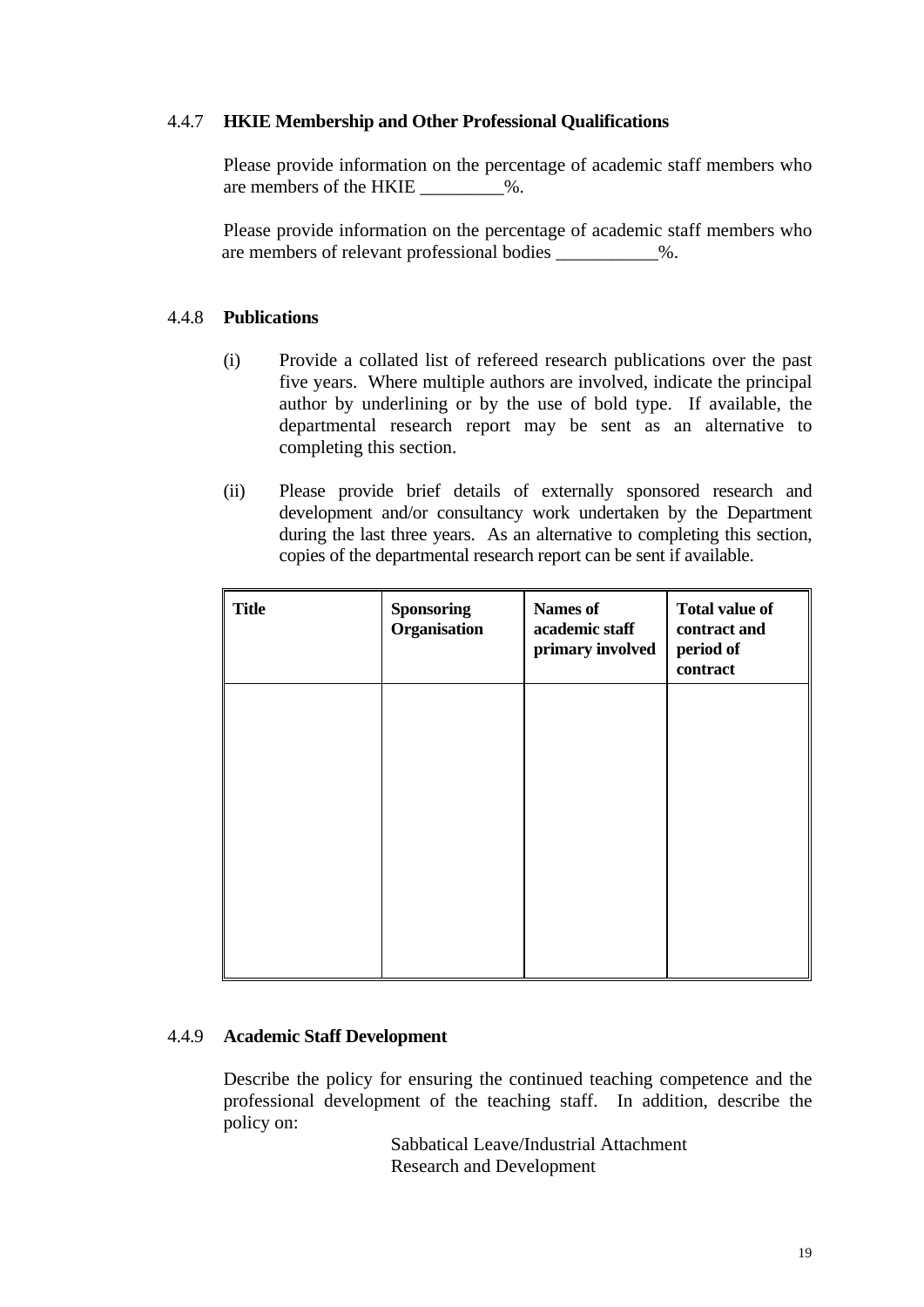#### 4.4.7 **HKIE Membership and Other Professional Qualifications**

Please provide information on the percentage of academic staff members who are members of the HKIE _________%.

Please provide information on the percentage of academic staff members who are members of relevant professional bodies ___________%.

#### 4.4.8 **Publications**

(i) Provide a collated list of refereed research publications over the past five years. Where multiple authors are involved, indicate the principal author by underlining or by the use of bold type. If available, the departmental research report may be sent as an alternative to completing this section.

(ii) Please provide brief details of externally sponsored research and development and/or consultancy work undertaken by the Department during the last three years. As an alternative to completing this section, copies of the departmental research report can be sent if available.

| **Title** | **Sponsoring Organisation** | **Names of academic staff primary involved** | **Total value of contract and period of contract** |
|---|---|---|---|
| | | | |

#### 4.4.9 **Academic Staff Development**

Describe the policy for ensuring the continued teaching competence and the professional development of the teaching staff. In addition, describe the policy on:

Sabbatical Leave/Industrial Attachment
Research and Development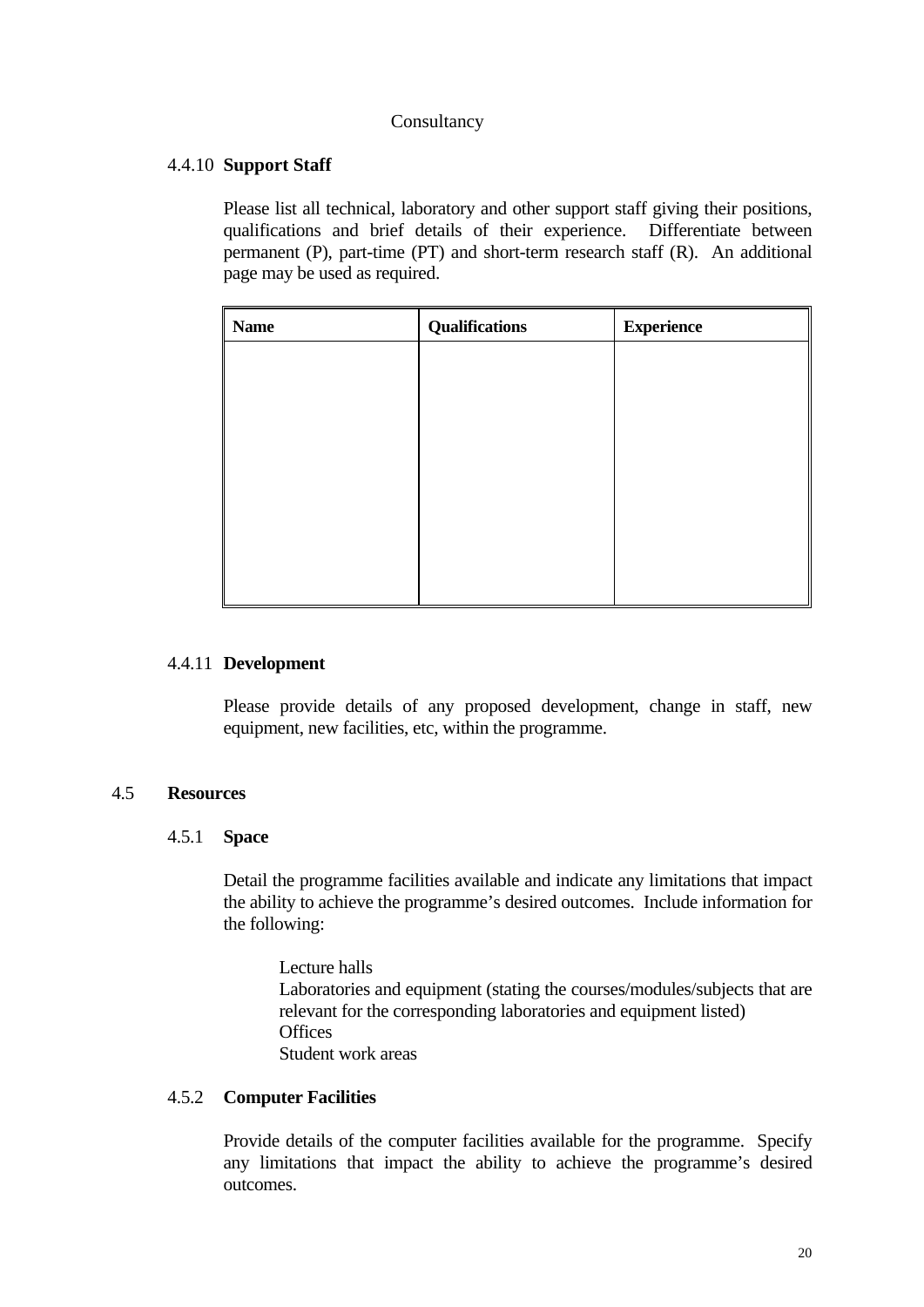Consultancy

#### 4.4.10 **Support Staff**

Please list all technical, laboratory and other support staff giving their positions, qualifications and brief details of their experience. Differentiate between permanent (P), part-time (PT) and short-term research staff (R). An additional page may be used as required.

| **Name** | **Qualifications** | **Experience** |
| --- | --- | --- |
| | | |

#### 4.4.11 **Development**

Please provide details of any proposed development, change in staff, new equipment, new facilities, etc, within the programme.

### 4.5 **Resources**

#### 4.5.1 **Space**

Detail the programme facilities available and indicate any limitations that impact the ability to achieve the programme's desired outcomes. Include information for the following:

Lecture halls
Laboratories and equipment (stating the courses/modules/subjects that are relevant for the corresponding laboratories and equipment listed)
Offices
Student work areas

#### 4.5.2 **Computer Facilities**

Provide details of the computer facilities available for the programme. Specify any limitations that impact the ability to achieve the programme's desired outcomes.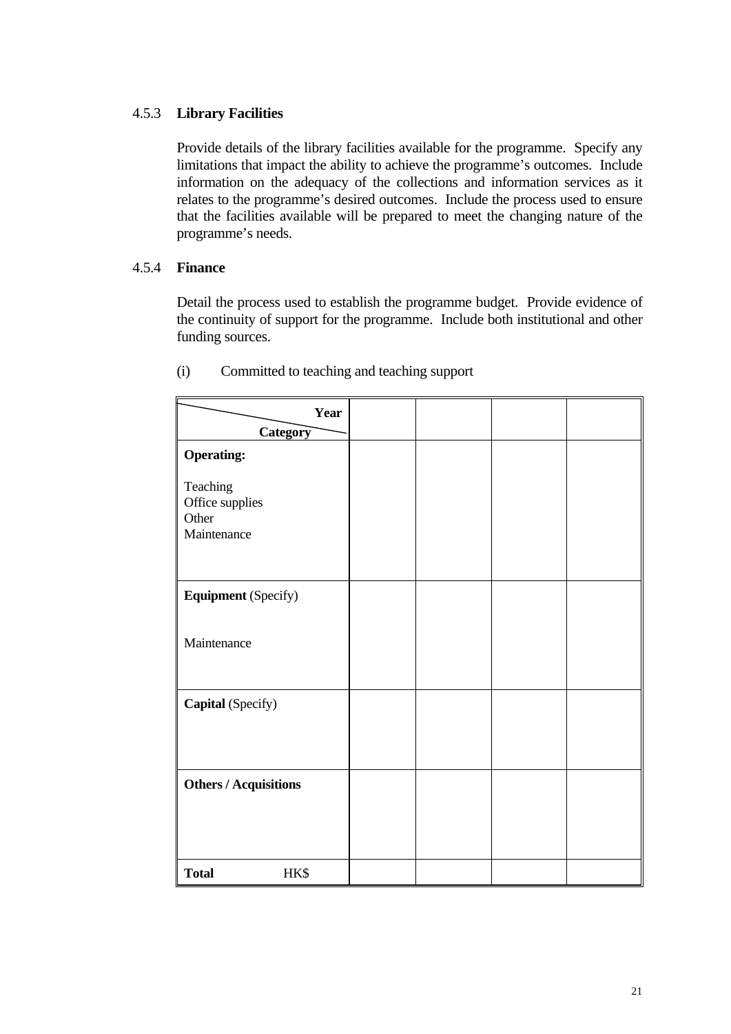#### 4.5.3 **Library Facilities**

Provide details of the library facilities available for the programme. Specify any limitations that impact the ability to achieve the programme's outcomes. Include information on the adequacy of the collections and information services as it relates to the programme's desired outcomes. Include the process used to ensure that the facilities available will be prepared to meet the changing nature of the programme's needs.

#### 4.5.4 **Finance**

Detail the process used to establish the programme budget. Provide evidence of the continuity of support for the programme. Include both institutional and other funding sources.

(i) Committed to teaching and teaching support

| **Year** / **Category** | | | | |
|---|---|---|---|---|
| **Operating:**<br><br>Teaching<br>Office supplies<br>Other<br>Maintenance | | | | |
| **Equipment** (Specify)<br><br>Maintenance | | | | |
| **Capital** (Specify) | | | | |
| **Others / Acquisitions** | | | | |
| **Total** HK$ | | | | |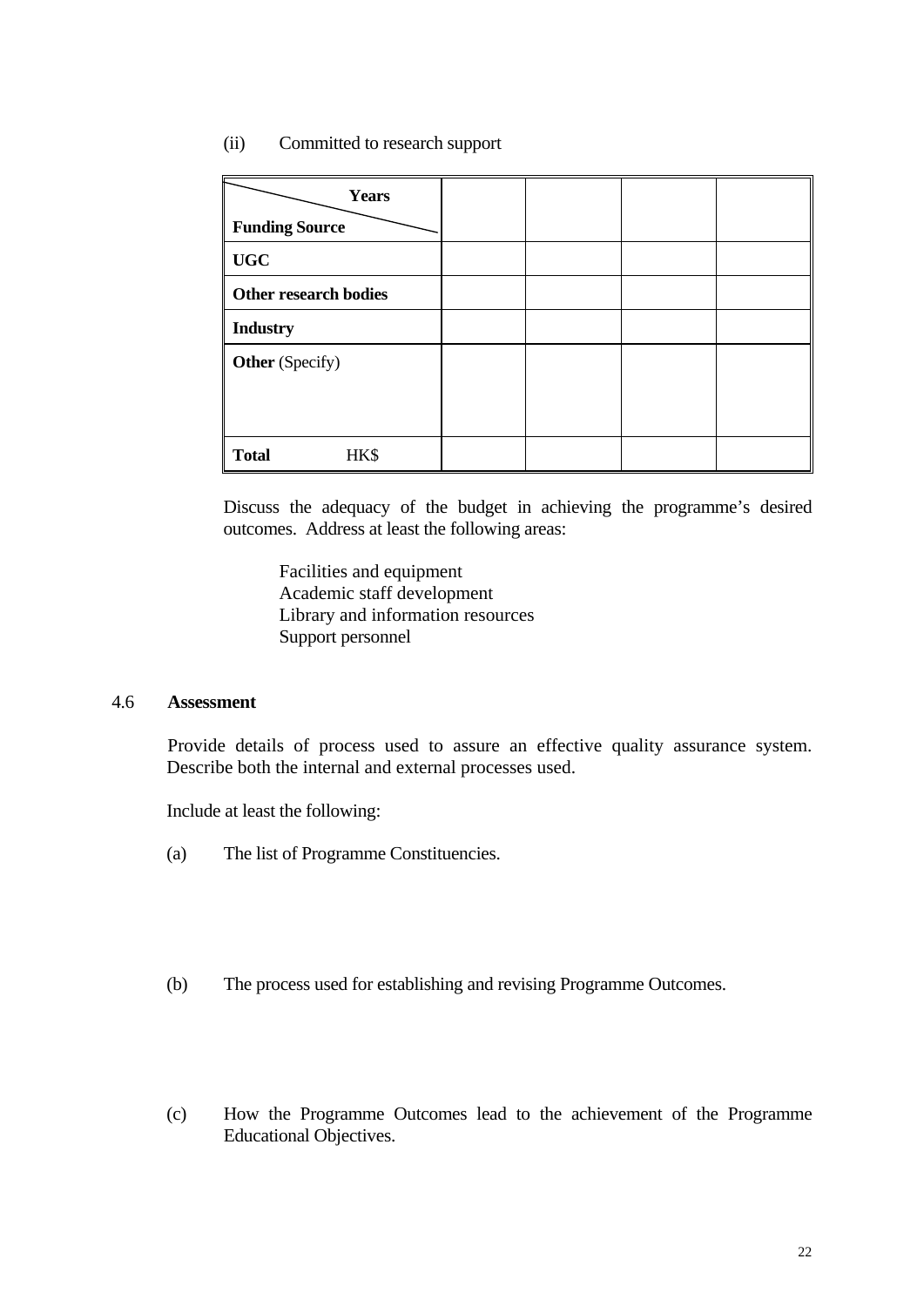(ii) Committed to research support

| Years / Funding Source | | | | |
|---|---|---|---|---|
| **UGC** | | | | |
| **Other research bodies** | | | | |
| **Industry** | | | | |
| **Other** (Specify) | | | | |
| **Total** HK$ | | | | |

Discuss the adequacy of the budget in achieving the programme's desired outcomes. Address at least the following areas:

Facilities and equipment
Academic staff development
Library and information resources
Support personnel

### 4.6 Assessment

Provide details of process used to assure an effective quality assurance system. Describe both the internal and external processes used.

Include at least the following:

(a) The list of Programme Constituencies.

(b) The process used for establishing and revising Programme Outcomes.

(c) How the Programme Outcomes lead to the achievement of the Programme Educational Objectives.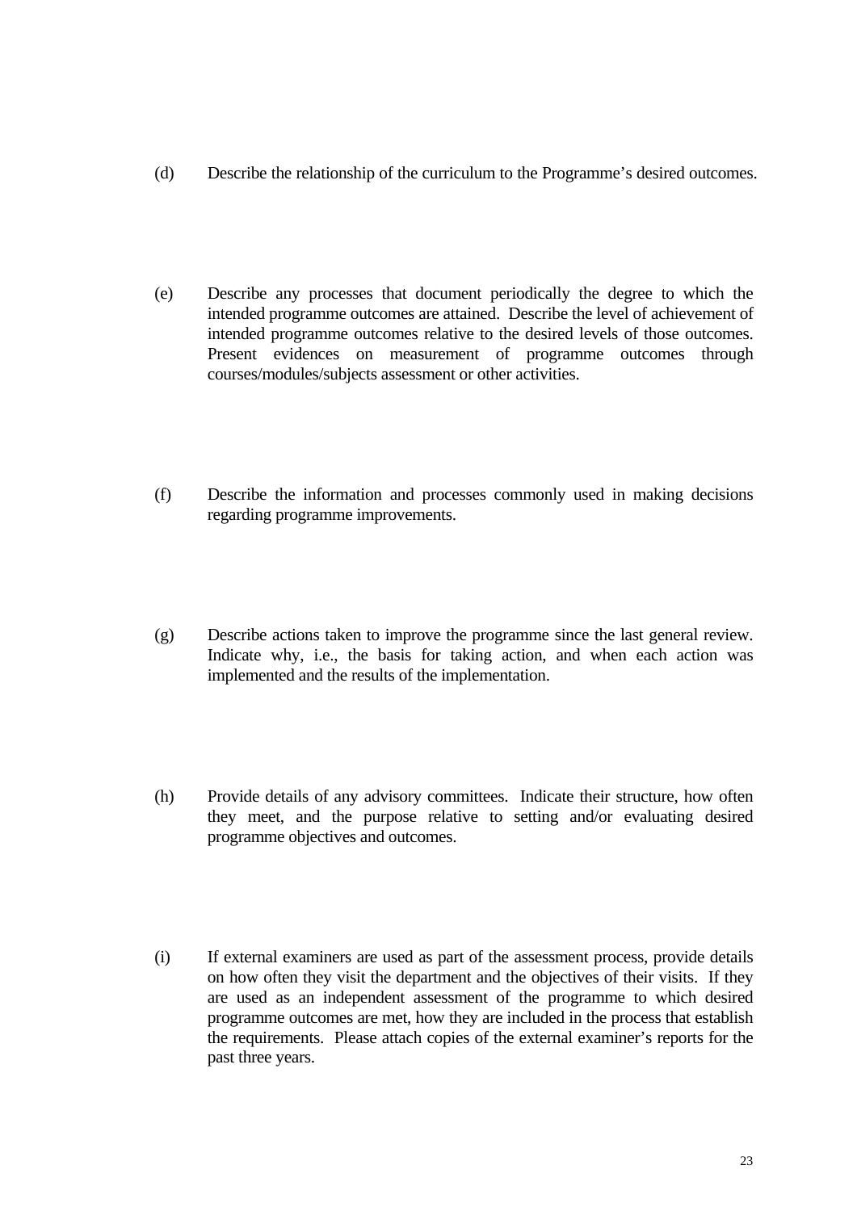(d) Describe the relationship of the curriculum to the Programme's desired outcomes.

(e) Describe any processes that document periodically the degree to which the intended programme outcomes are attained. Describe the level of achievement of intended programme outcomes relative to the desired levels of those outcomes. Present evidences on measurement of programme outcomes through courses/modules/subjects assessment or other activities.

(f) Describe the information and processes commonly used in making decisions regarding programme improvements.

(g) Describe actions taken to improve the programme since the last general review. Indicate why, i.e., the basis for taking action, and when each action was implemented and the results of the implementation.

(h) Provide details of any advisory committees. Indicate their structure, how often they meet, and the purpose relative to setting and/or evaluating desired programme objectives and outcomes.

(i) If external examiners are used as part of the assessment process, provide details on how often they visit the department and the objectives of their visits. If they are used as an independent assessment of the programme to which desired programme outcomes are met, how they are included in the process that establish the requirements. Please attach copies of the external examiner's reports for the past three years.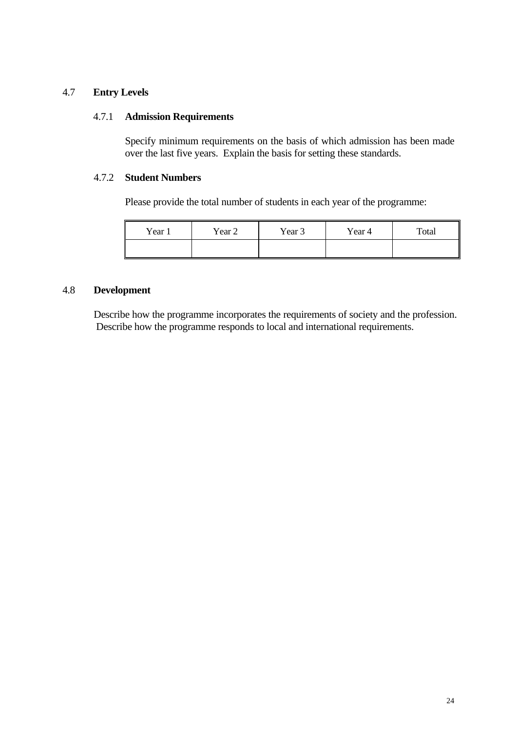## 4.7 Entry Levels

### 4.7.1 Admission Requirements

Specify minimum requirements on the basis of which admission has been made over the last five years. Explain the basis for setting these standards.

### 4.7.2 Student Numbers

Please provide the total number of students in each year of the programme:

| Year 1 | Year 2 | Year 3 | Year 4 | Total |
|---|---|---|---|---|
| | | | | |

## 4.8 Development

Describe how the programme incorporates the requirements of society and the profession. Describe how the programme responds to local and international requirements.